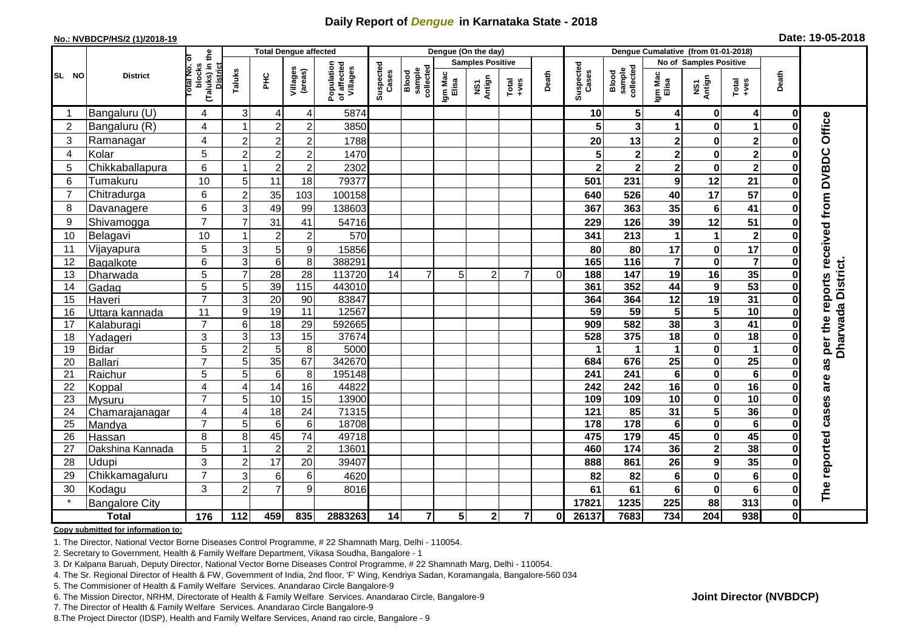# Daily Report of *Dengue* in Karnataka State - 2018

**No.: NVBDCP/HS/2 (1)/2018-19**

**Date: 19-05-2018**

| SL NO | District | Total No. of blocks (Taluks) in the District | Total Dengue affected | | | | Dengue (On the day) | | | | | | | Dengue Cumalative (from 01-01-2018) | | | | | | | |
|---|---|---|---|---|---|---|---|---|---|---|---|---|---|---|---|---|---|---|---|---|
| | | | Taluks | PHC | Villages (areas) | Population of affected Villages | Suspected Cases | Blood sample collected | Samples Positive | | | Death | Suspected Cases | Blood sample collected | No of Samples Positive | | | Death | |
| | | | | | | | | | Igm Mac Elisa | NS1 Antign | Total +ves | | | | Igm Mac Elisa | NS1 Antign | Total +ves | | |
| 1 | Bangaluru (U) | 4 | 3 | 4 | 4 | 5874 | | | | | | | 10 | 5 | 4 | 0 | 4 | 0 | The reported cases are as per the reports received from DVBDC Office Dharwada District. |
| 2 | Bangaluru (R) | 4 | 1 | 2 | 2 | 3850 | | | | | | | 5 | 3 | 1 | 0 | 1 | 0 | |
| 3 | Ramanagar | 4 | 2 | 2 | 2 | 1788 | | | | | | | 20 | 13 | 2 | 0 | 2 | 0 | |
| 4 | Kolar | 5 | 2 | 2 | 2 | 1470 | | | | | | | 5 | 2 | 2 | 0 | 2 | 0 | |
| 5 | Chikkaballapura | 6 | 1 | 2 | 2 | 2302 | | | | | | | 2 | 2 | 2 | 0 | 2 | 0 | |
| 6 | Tumakuru | 10 | 5 | 11 | 18 | 79377 | | | | | | | 501 | 231 | 9 | 12 | 21 | 0 | |
| 7 | Chitradurga | 6 | 2 | 35 | 103 | 100158 | | | | | | | 640 | 526 | 40 | 17 | 57 | 0 | |
| 8 | Davanagere | 6 | 3 | 49 | 99 | 138603 | | | | | | | 367 | 363 | 35 | 6 | 41 | 0 | |
| 9 | Shivamogga | 7 | 7 | 31 | 41 | 54716 | | | | | | | 229 | 126 | 39 | 12 | 51 | 0 | |
| 10 | Belagavi | 10 | 1 | 2 | 2 | 570 | | | | | | | 341 | 213 | 1 | 1 | 2 | 0 | |
| 11 | Vijayapura | 5 | 3 | 5 | 9 | 15856 | | | | | | | 80 | 80 | 17 | 0 | 17 | 0 | |
| 12 | Bagalkote | 6 | 3 | 6 | 8 | 388291 | | | | | | | 165 | 116 | 7 | 0 | 7 | 0 | |
| 13 | Dharwada | 5 | 7 | 28 | 28 | 113720 | 14 | 7 | 5 | 2 | 7 | 0 | 188 | 147 | 19 | 16 | 35 | 0 | |
| 14 | Gadag | 5 | 5 | 39 | 115 | 443010 | | | | | | | 361 | 352 | 44 | 9 | 53 | 0 | |
| 15 | Haveri | 7 | 3 | 20 | 90 | 83847 | | | | | | | 364 | 364 | 12 | 19 | 31 | 0 | |
| 16 | Uttara kannada | 11 | 9 | 19 | 11 | 12567 | | | | | | | 59 | 59 | 5 | 5 | 10 | 0 | |
| 17 | Kalaburagi | 7 | 6 | 18 | 29 | 592665 | | | | | | | 909 | 582 | 38 | 3 | 41 | 0 | |
| 18 | Yadageri | 3 | 3 | 13 | 15 | 37674 | | | | | | | 528 | 375 | 18 | 0 | 18 | 0 | |
| 19 | Bidar | 5 | 2 | 5 | 8 | 5000 | | | | | | | 1 | 1 | 1 | 0 | 1 | 0 | |
| 20 | Ballari | 7 | 5 | 35 | 67 | 342670 | | | | | | | 684 | 676 | 25 | 0 | 25 | 0 | |
| 21 | Raichur | 5 | 5 | 6 | 8 | 195148 | | | | | | | 241 | 241 | 6 | 0 | 6 | 0 | |
| 22 | Koppal | 4 | 4 | 14 | 16 | 44822 | | | | | | | 242 | 242 | 16 | 0 | 16 | 0 | |
| 23 | Mysuru | 7 | 5 | 10 | 15 | 13900 | | | | | | | 109 | 109 | 10 | 0 | 10 | 0 | |
| 24 | Chamarajanagar | 4 | 4 | 18 | 24 | 71315 | | | | | | | 121 | 85 | 31 | 5 | 36 | 0 | |
| 25 | Mandya | 7 | 5 | 6 | 6 | 18708 | | | | | | | 178 | 178 | 6 | 0 | 6 | 0 | |
| 26 | Hassan | 8 | 8 | 45 | 74 | 49718 | | | | | | | 475 | 179 | 45 | 0 | 45 | 0 | |
| 27 | Dakshina Kannada | 5 | 1 | 2 | 2 | 13601 | | | | | | | 460 | 174 | 36 | 2 | 38 | 0 | |
| 28 | Udupi | 3 | 2 | 17 | 20 | 39407 | | | | | | | 888 | 861 | 26 | 9 | 35 | 0 | |
| 29 | Chikkamagaluru | 7 | 3 | 6 | 6 | 4620 | | | | | | | 82 | 82 | 6 | 0 | 6 | 0 | |
| 30 | Kodagu | 3 | 2 | 7 | 9 | 8016 | | | | | | | 61 | 61 | 6 | 0 | 6 | 0 | |
| * | Bangalore City | | | | | | | | | | | | 17821 | 1235 | 225 | 88 | 313 | 0 | |
| | **Total** | **176** | **112** | **459** | **835** | **2883263** | **14** | **7** | **5** | **2** | **7** | **0** | **26137** | **7683** | **734** | **204** | **938** | **0** | |

**Copy submitted for information to:**

1. The Director, National Vector Borne Diseases Control Programme, # 22 Shamnath Marg, Delhi - 110054.
2. Secretary to Government, Health & Family Welfare Department, Vikasa Soudha, Bangalore - 1
3. Dr Kalpana Baruah, Deputy Director, National Vector Borne Diseases Control Programme, # 22 Shamnath Marg, Delhi - 110054.
4. The Sr. Regional Director of Health & FW, Government of India, 2nd floor, 'F' Wing, Kendriya Sadan, Koramangala, Bangalore-560 034
5. The Commisioner of Health & Family Welfare Services. Anandarao Circle Bangalore-9
6. The Mission Director, NRHM, Directorate of Health & Family Welfare Services. Anandarao Circle, Bangalore-9
7. The Director of Health & Family Welfare Services. Anandarao Circle Bangalore-9
8. The Project Director (IDSP), Health and Family Welfare Services, Anand rao circle, Bangalore - 9

**Joint Director (NVBDCP)**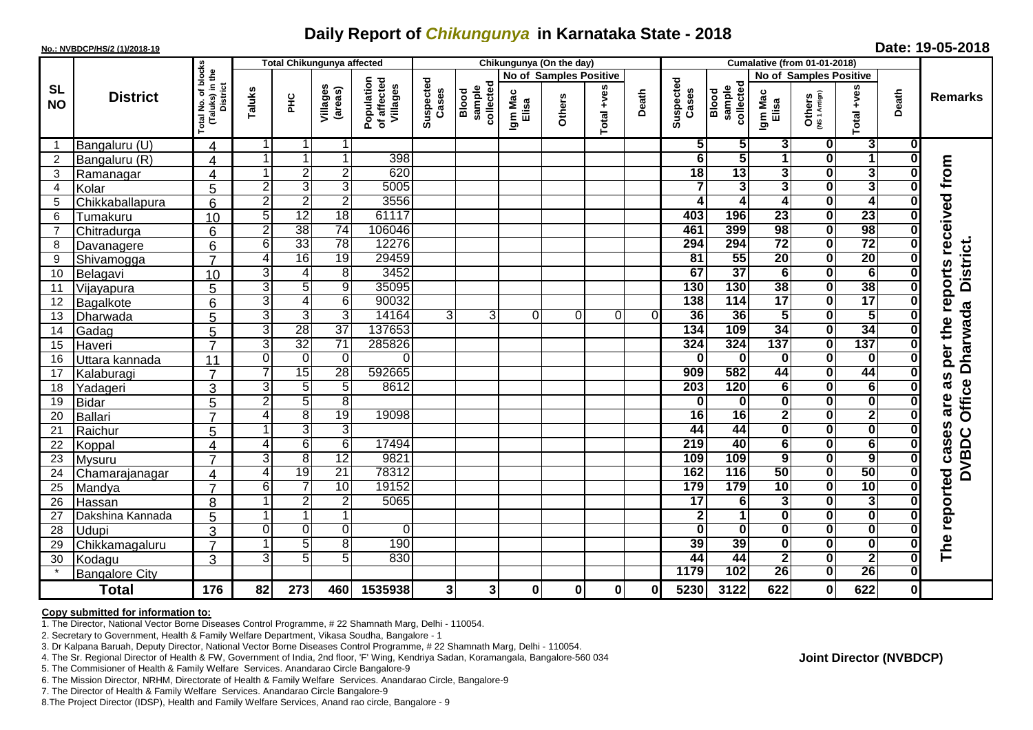# Daily Report of *Chikungunya* in Karnataka State - 2018

**No.: NVBDCP/HS/2 (1)/2018-19**

**Date: 19-05-2018**

| SL NO | District | Total No. of blocks (Taluks) in the District | Total Chikungunya affected | | | | Chikungunya (On the day) | | | | | | | Cumalative (from 01-01-2018) | | | | | | | Remarks |
|---|---|---|---|---|---|---|---|---|---|---|---|---|---|---|---|---|---|---|---|---|---|
| | | | Taluks | PHC | Villages (areas) | Population of affected Villages | Suspected Cases | Blood sample collected | No of Samples Positive | | | Death | | Suspected Cases | Blood sample collected | No of Samples Positive | | | Death | | |
| | | | | | | | | | Igm Mac Elisa | Others | Total +ves | | | | | Igm Mac Elisa | Others (NS 1 Antign) | Total +ves | | | |
| 1 | Bangaluru (U) | 4 | 1 | 1 | 1 | | | | | | | | | 5 | 5 | 3 | 0 | 3 | 0 | | The reported cases are as per the reports received from DVBDC Office Dharwada District. |
| 2 | Bangaluru (R) | 4 | 1 | 1 | 1 | 398 | | | | | | | | 6 | 5 | 1 | 0 | 1 | 0 | | |
| 3 | Ramanagar | 4 | 1 | 2 | 2 | 620 | | | | | | | | 18 | 13 | 3 | 0 | 3 | 0 | | |
| 4 | Kolar | 5 | 2 | 3 | 3 | 5005 | | | | | | | | 7 | 3 | 3 | 0 | 3 | 0 | | |
| 5 | Chikkaballapura | 6 | 2 | 2 | 2 | 3556 | | | | | | | | 4 | 4 | 4 | 0 | 4 | 0 | | |
| 6 | Tumakuru | 10 | 5 | 12 | 18 | 61117 | | | | | | | | 403 | 196 | 23 | 0 | 23 | 0 | | |
| 7 | Chitradurga | 6 | 2 | 38 | 74 | 106046 | | | | | | | | 461 | 399 | 98 | 0 | 98 | 0 | | |
| 8 | Davanagere | 6 | 6 | 33 | 78 | 12276 | | | | | | | | 294 | 294 | 72 | 0 | 72 | 0 | | |
| 9 | Shivamogga | 7 | 4 | 16 | 19 | 29459 | | | | | | | | 81 | 55 | 20 | 0 | 20 | 0 | | |
| 10 | Belagavi | 10 | 3 | 4 | 8 | 3452 | | | | | | | | 67 | 37 | 6 | 0 | 6 | 0 | | |
| 11 | Vijayapura | 5 | 3 | 5 | 9 | 35095 | | | | | | | | 130 | 130 | 38 | 0 | 38 | 0 | | |
| 12 | Bagalkote | 6 | 3 | 4 | 6 | 90032 | | | | | | | | 138 | 114 | 17 | 0 | 17 | 0 | | |
| 13 | Dharwada | 5 | 3 | 3 | 3 | 14164 | 3 | 3 | 0 | 0 | 0 | 0 | | 36 | 36 | 5 | 0 | 5 | 0 | | |
| 14 | Gadag | 5 | 3 | 28 | 37 | 137653 | | | | | | | | 134 | 109 | 34 | 0 | 34 | 0 | | |
| 15 | Haveri | 7 | 3 | 32 | 71 | 285826 | | | | | | | | 324 | 324 | 137 | 0 | 137 | 0 | | |
| 16 | Uttara kannada | 11 | 0 | 0 | 0 | 0 | | | | | | | | 0 | 0 | 0 | 0 | 0 | 0 | | |
| 17 | Kalaburagi | 7 | 7 | 15 | 28 | 592665 | | | | | | | | 909 | 582 | 44 | 0 | 44 | 0 | | |
| 18 | Yadageri | 3 | 3 | 5 | 5 | 8612 | | | | | | | | 203 | 120 | 6 | 0 | 6 | 0 | | |
| 19 | Bidar | 5 | 2 | 5 | 8 | | | | | | | | | 0 | 0 | 0 | 0 | 0 | 0 | | |
| 20 | Ballari | 7 | 4 | 8 | 19 | 19098 | | | | | | | | 16 | 16 | 2 | 0 | 2 | 0 | | |
| 21 | Raichur | 5 | 1 | 3 | 3 | | | | | | | | | 44 | 44 | 0 | 0 | 0 | 0 | | |
| 22 | Koppal | 4 | 4 | 6 | 6 | 17494 | | | | | | | | 219 | 40 | 6 | 0 | 6 | 0 | | |
| 23 | Mysuru | 7 | 3 | 8 | 12 | 9821 | | | | | | | | 109 | 109 | 9 | 0 | 9 | 0 | | |
| 24 | Chamarajanagar | 4 | 4 | 19 | 21 | 78312 | | | | | | | | 162 | 116 | 50 | 0 | 50 | 0 | | |
| 25 | Mandya | 7 | 6 | 7 | 10 | 19152 | | | | | | | | 179 | 179 | 10 | 0 | 10 | 0 | | |
| 26 | Hassan | 8 | 1 | 2 | 2 | 5065 | | | | | | | | 17 | 6 | 3 | 0 | 3 | 0 | | |
| 27 | Dakshina Kannada | 5 | 1 | 1 | 1 | | | | | | | | | 2 | 1 | 0 | 0 | 0 | 0 | | |
| 28 | Udupi | 3 | 0 | 0 | 0 | 0 | | | | | | | | 0 | 0 | 0 | 0 | 0 | 0 | | |
| 29 | Chikkamagaluru | 7 | 1 | 5 | 8 | 190 | | | | | | | | 39 | 39 | 0 | 0 | 0 | 0 | | |
| 30 | Kodagu | 3 | 3 | 5 | 5 | 830 | | | | | | | | 44 | 44 | 2 | 0 | 2 | 0 | | |
| * | Bangalore City | | | | | | | | | | | | | 1179 | 102 | 26 | 0 | 26 | 0 | | |
| **Total** | | **176** | **82** | **273** | **460** | **1535938** | **3** | **3** | **0** | **0** | **0** | **0** | | **5230** | **3122** | **622** | **0** | **622** | **0** | | |

**Copy submitted for information to:**

1. The Director, National Vector Borne Diseases Control Programme, # 22 Shamnath Marg, Delhi - 110054.
2. Secretary to Government, Health & Family Welfare Department, Vikasa Soudha, Bangalore - 1
3. Dr Kalpana Baruah, Deputy Director, National Vector Borne Diseases Control Programme, # 22 Shamnath Marg, Delhi - 110054.
4. The Sr. Regional Director of Health & FW, Government of India, 2nd floor, 'F' Wing, Kendriya Sadan, Koramangala, Bangalore-560 034
5. The Commisioner of Health & Family Welfare Services. Anandarao Circle Bangalore-9
6. The Mission Director, NRHM, Directorate of Health & Family Welfare Services. Anandarao Circle, Bangalore-9
7. The Director of Health & Family Welfare Services. Anandarao Circle Bangalore-9
8. The Project Director (IDSP), Health and Family Welfare Services, Anand rao circle, Bangalore - 9

**Joint Director (NVBDCP)**